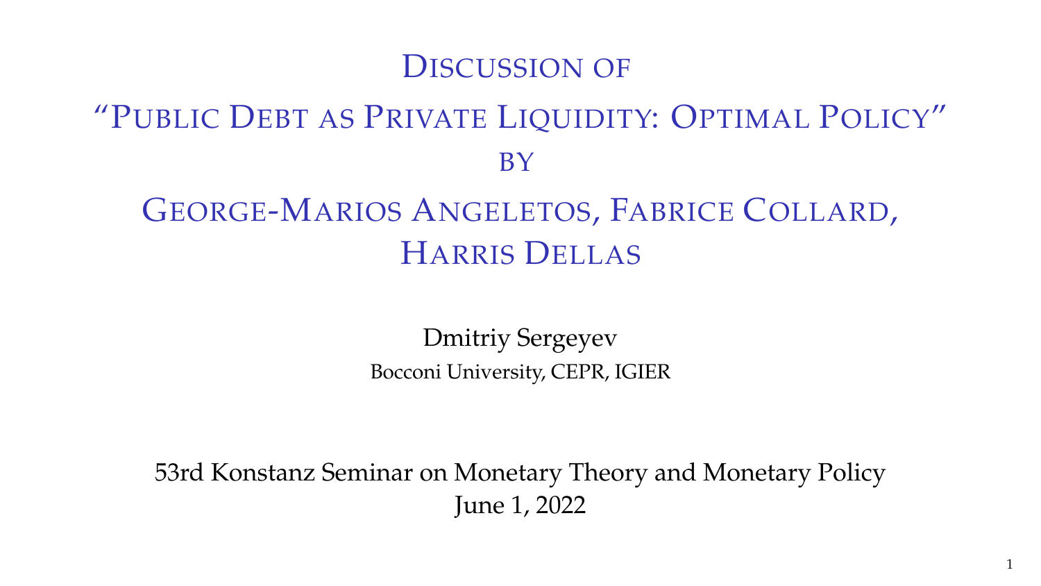# Discussion of

# "Public Debt as Private Liquidity: Optimal Policy"

# by

# George-Marios Angeletos, Fabrice Collard, Harris Dellas

Dmitriy Sergeyev

Bocconi University, CEPR, IGIER

53rd Konstanz Seminar on Monetary Theory and Monetary Policy

June 1, 2022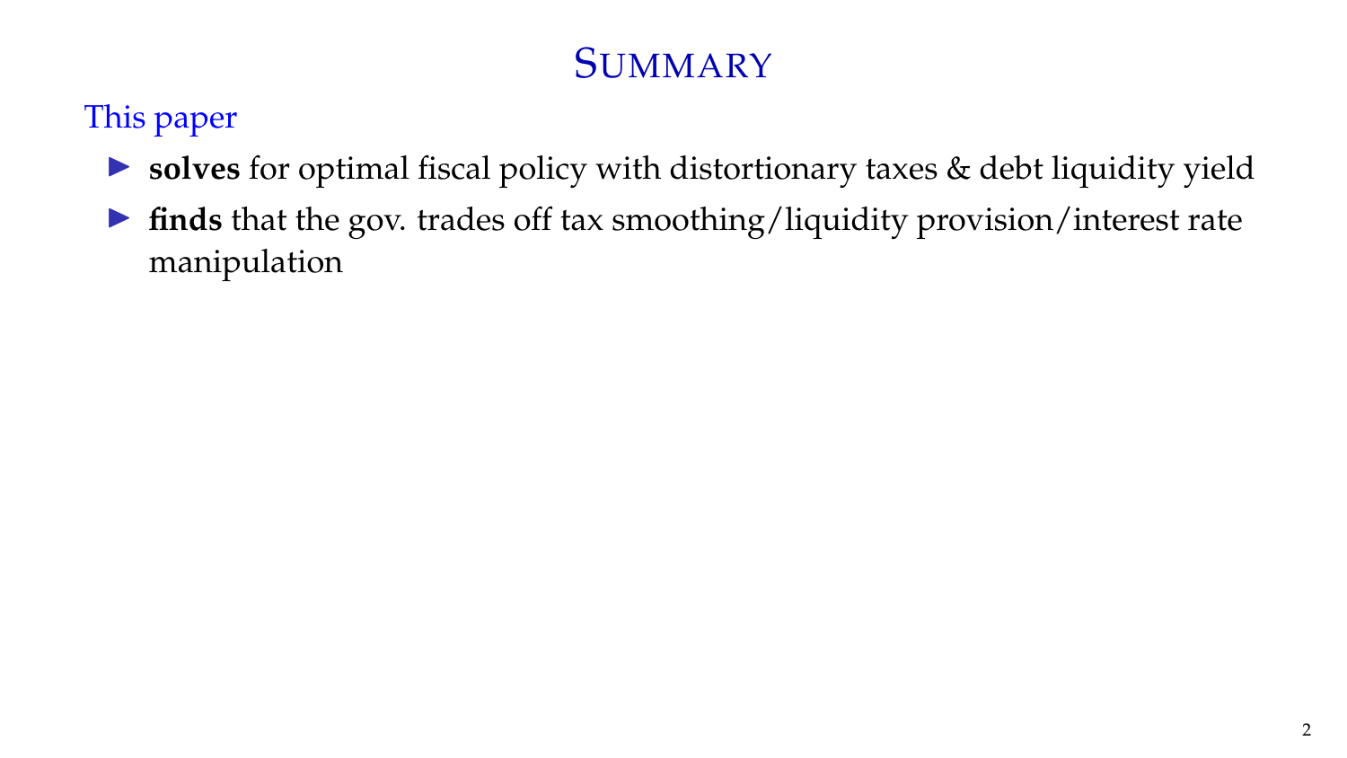# Summary

This paper

- **solves** for optimal fiscal policy with distortionary taxes & debt liquidity yield
- **finds** that the gov. trades off tax smoothing/liquidity provision/interest rate manipulation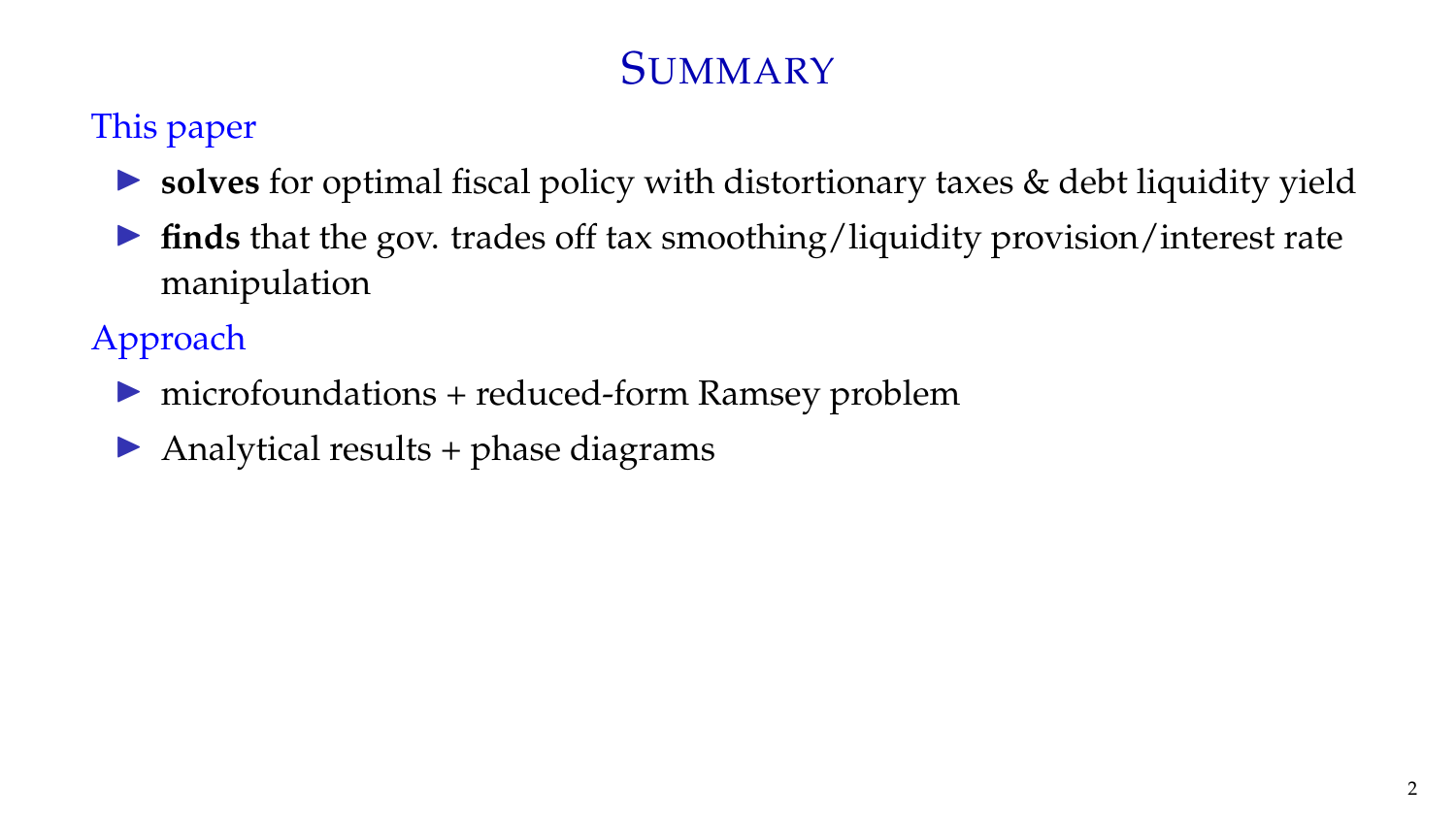# Summary

## This paper

- **solves** for optimal fiscal policy with distortionary taxes & debt liquidity yield
- **finds** that the gov. trades off tax smoothing/liquidity provision/interest rate manipulation

## Approach

- microfoundations + reduced-form Ramsey problem
- Analytical results + phase diagrams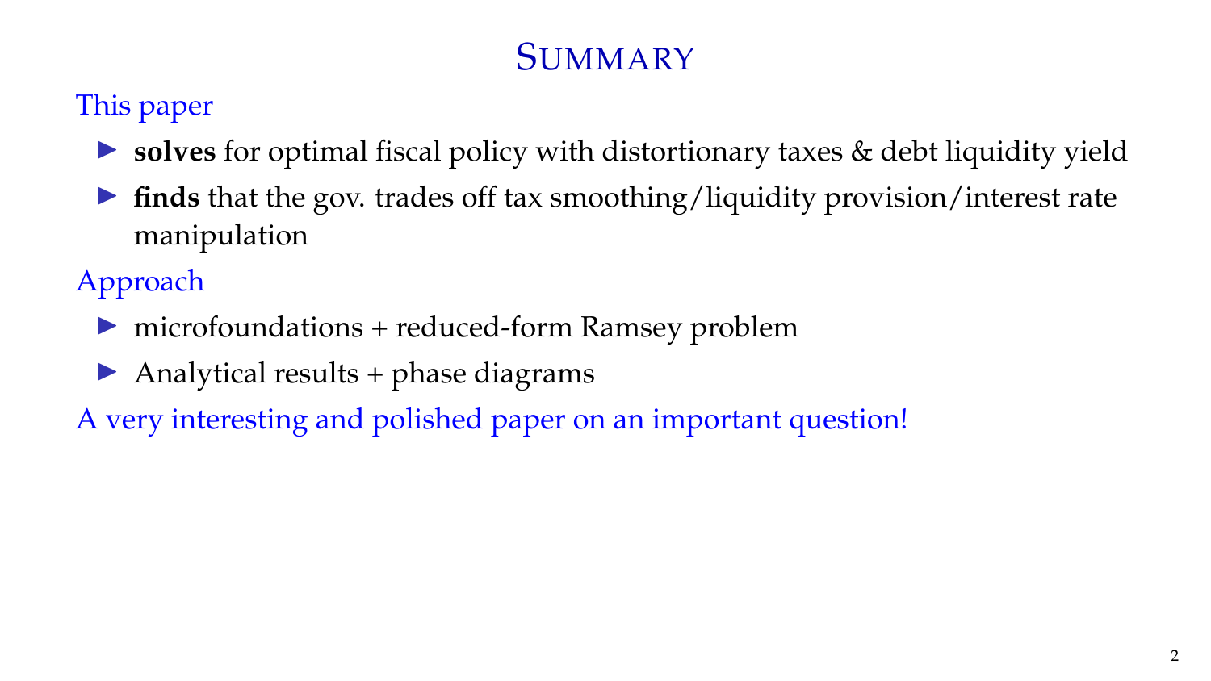# Summary

This paper

- **solves** for optimal fiscal policy with distortionary taxes & debt liquidity yield
- **finds** that the gov. trades off tax smoothing/liquidity provision/interest rate manipulation

Approach

- microfoundations + reduced-form Ramsey problem
- Analytical results + phase diagrams

A very interesting and polished paper on an important question!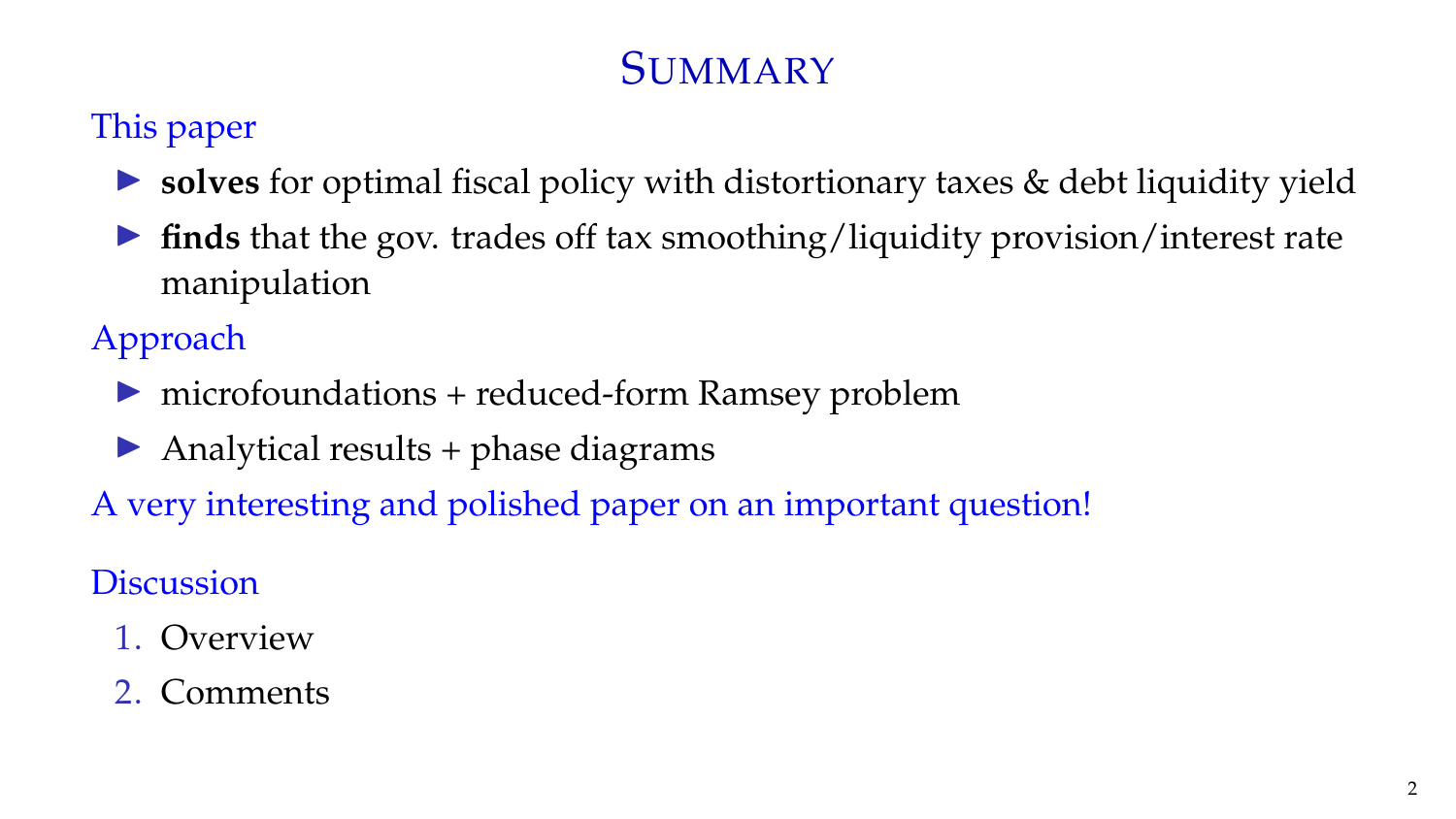# Summary

This paper

- **solves** for optimal fiscal policy with distortionary taxes & debt liquidity yield
- **finds** that the gov. trades off tax smoothing/liquidity provision/interest rate manipulation

Approach

- microfoundations + reduced-form Ramsey problem
- Analytical results + phase diagrams

A very interesting and polished paper on an important question!

Discussion

1. Overview
2. Comments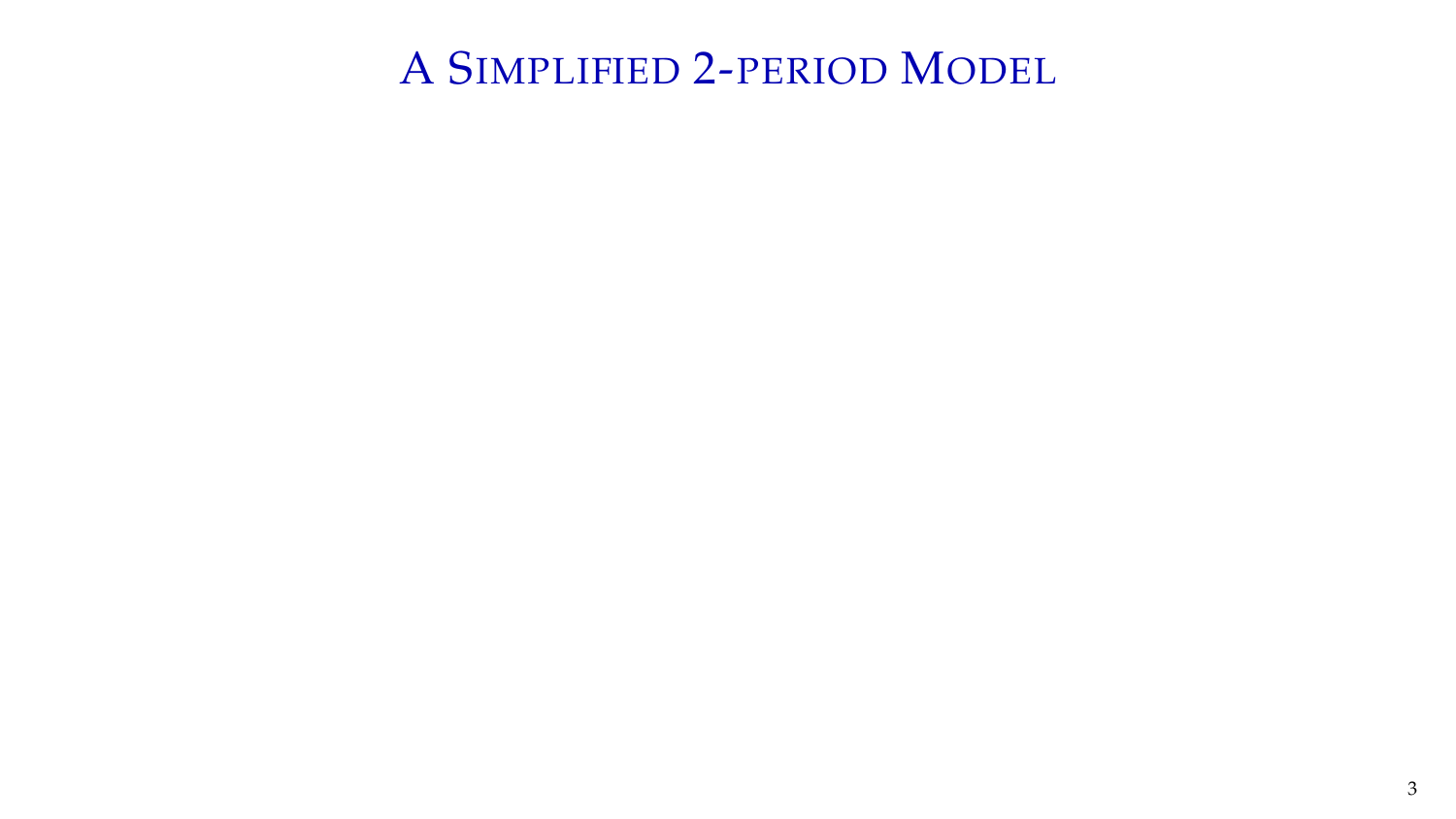# A Simplified 2-period Model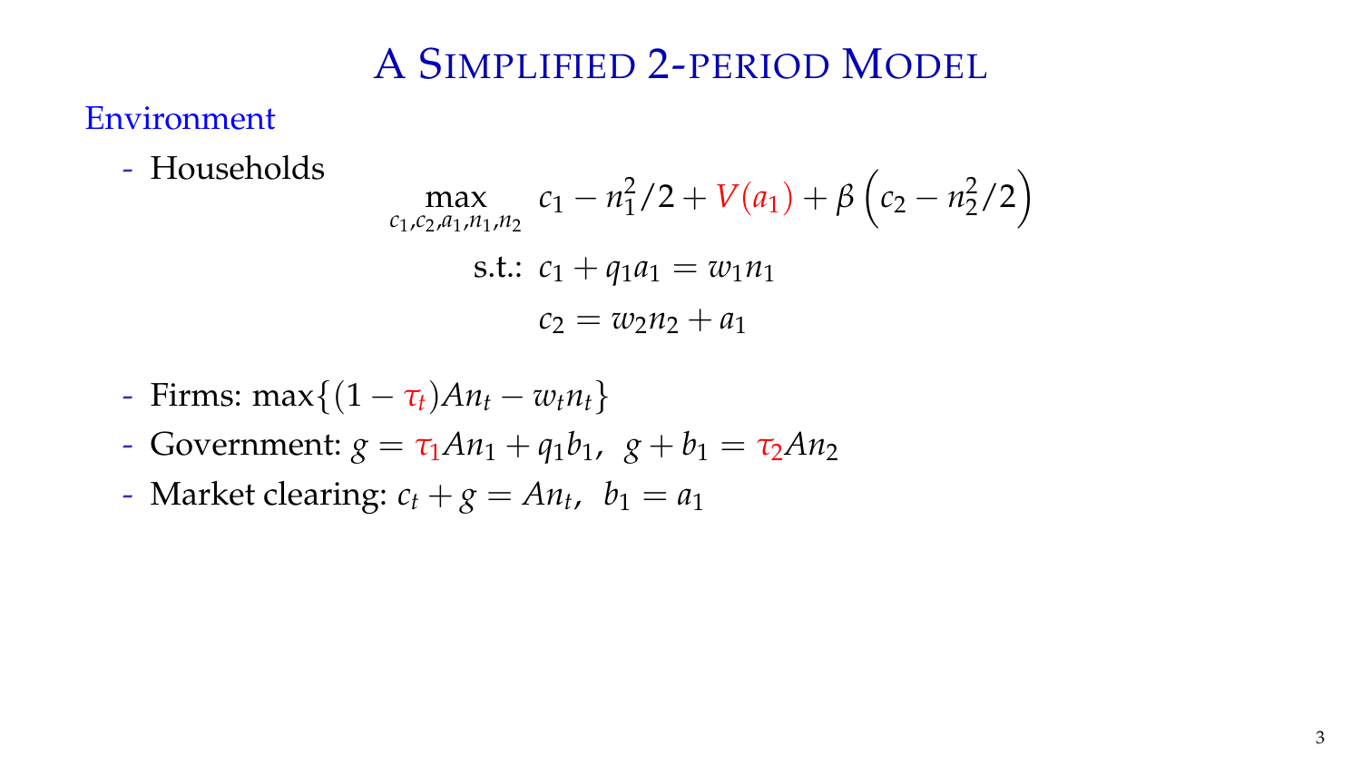# A Simplified 2-period Model

## Environment

- Households

$$\max_{c_1, c_2, a_1, n_1, n_2} \; c_1 - n_1^2/2 + V(a_1) + \beta\left(c_2 - n_2^2/2\right)$$

$$\text{s.t.: } c_1 + q_1 a_1 = w_1 n_1$$

$$c_2 = w_2 n_2 + a_1$$

- Firms: $\max\{(1 - \tau_t)An_t - w_t n_t\}$
- Government: $g = \tau_1 A n_1 + q_1 b_1, \;\; g + b_1 = \tau_2 A n_2$
- Market clearing: $c_t + g = An_t, \;\; b_1 = a_1$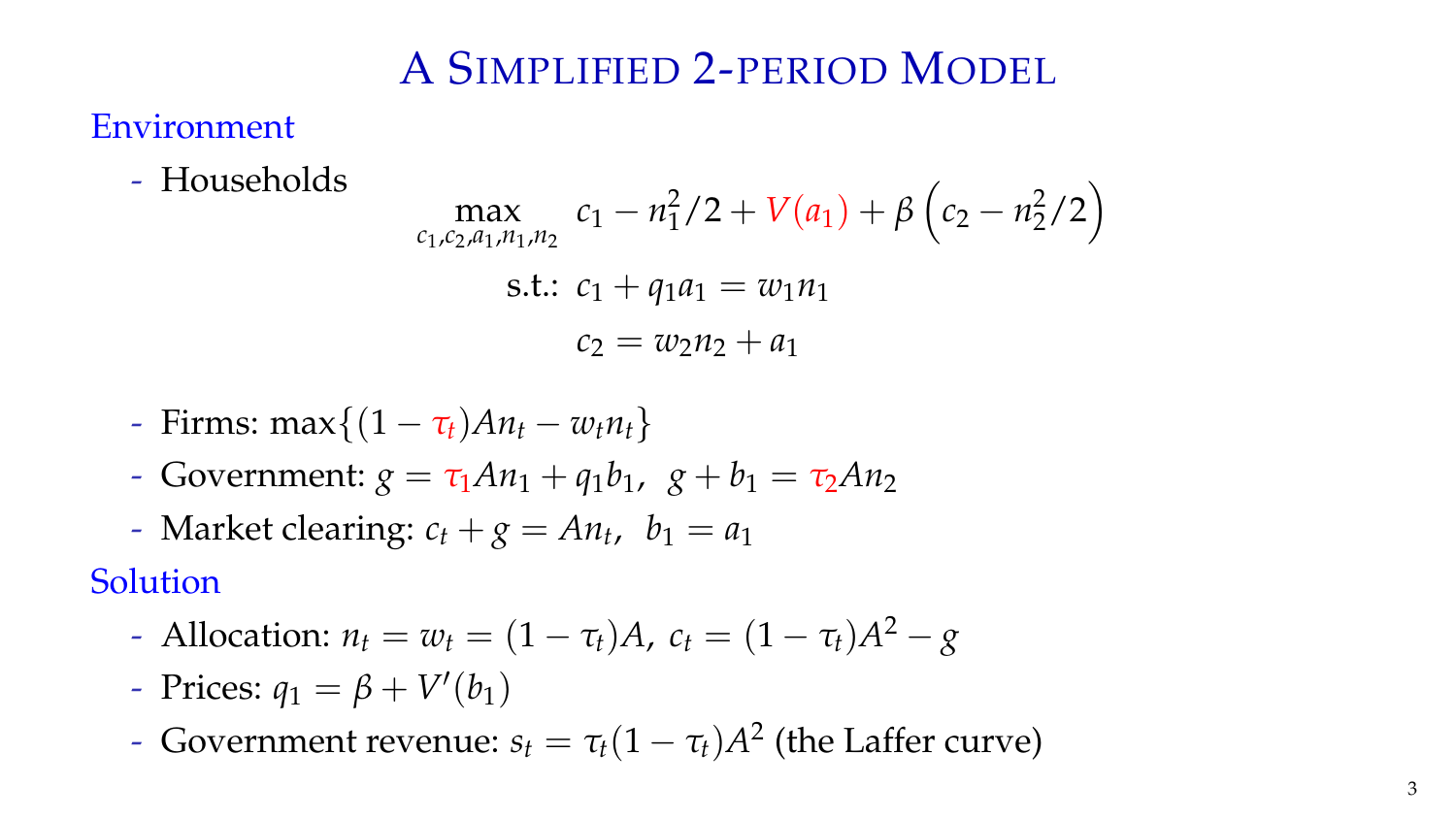# A Simplified 2-period Model

## Environment

- Households

$$\max_{c_1,c_2,a_1,n_1,n_2} \; c_1 - n_1^2/2 + V(a_1) + \beta\left(c_2 - n_2^2/2\right)$$

$$\text{s.t.: } c_1 + q_1 a_1 = w_1 n_1$$

$$c_2 = w_2 n_2 + a_1$$

- Firms: $\max\{(1-\tau_t)An_t - w_t n_t\}$
- Government: $g = \tau_1 A n_1 + q_1 b_1, \;\; g + b_1 = \tau_2 A n_2$
- Market clearing: $c_t + g = An_t, \;\; b_1 = a_1$

## Solution

- Allocation: $n_t = w_t = (1-\tau_t)A$, $c_t = (1-\tau_t)A^2 - g$
- Prices: $q_1 = \beta + V'(b_1)$
- Government revenue: $s_t = \tau_t(1-\tau_t)A^2$ (the Laffer curve)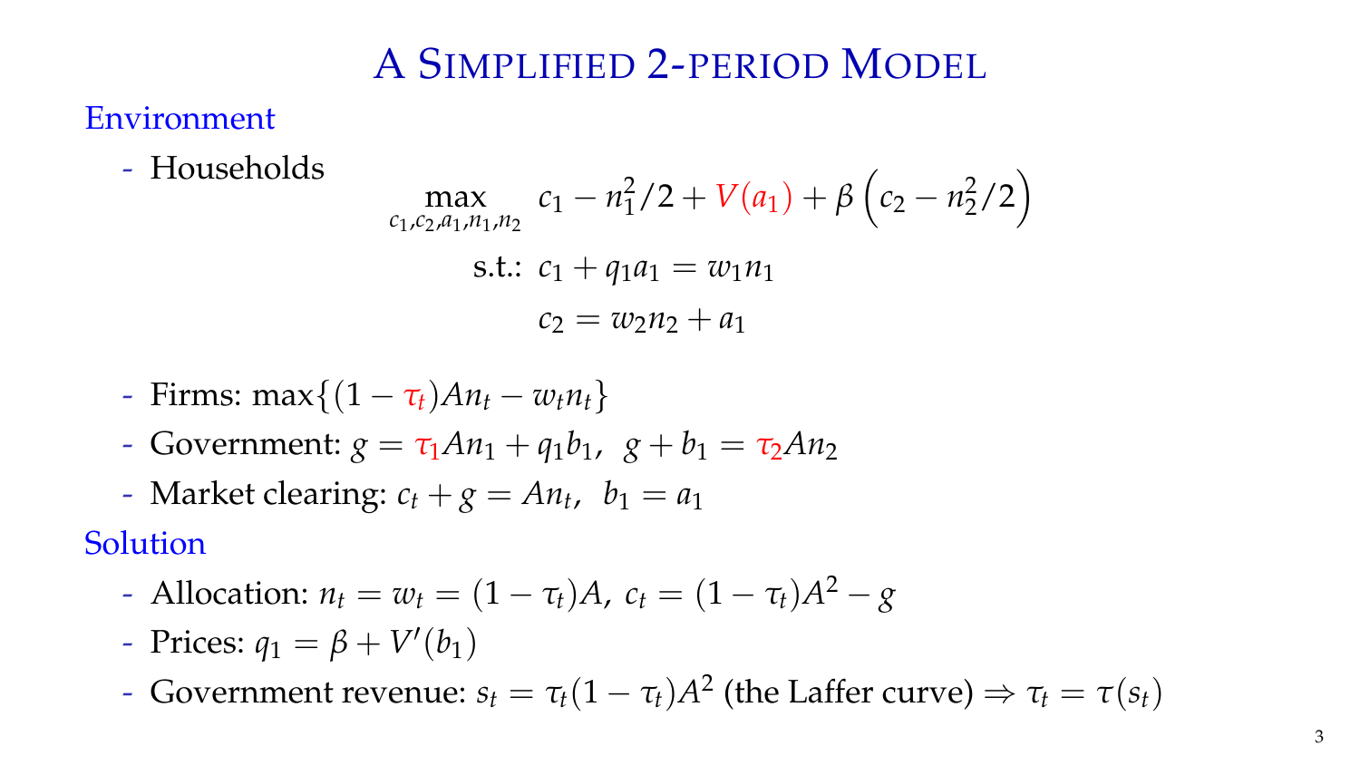# A Simplified 2-period Model

## Environment

- Households

$$\max_{c_1,c_2,a_1,n_1,n_2} \; c_1 - n_1^2/2 + V(a_1) + \beta\left(c_2 - n_2^2/2\right)$$

$$\text{s.t.: } c_1 + q_1 a_1 = w_1 n_1$$

$$c_2 = w_2 n_2 + a_1$$

- Firms: $\max\{(1-\tau_t)An_t - w_t n_t\}$
- Government: $g = \tau_1 A n_1 + q_1 b_1, \;\; g + b_1 = \tau_2 A n_2$
- Market clearing: $c_t + g = An_t, \;\; b_1 = a_1$

## Solution

- Allocation: $n_t = w_t = (1-\tau_t)A$, $c_t = (1-\tau_t)A^2 - g$
- Prices: $q_1 = \beta + V'(b_1)$
- Government revenue: $s_t = \tau_t(1-\tau_t)A^2$ (the Laffer curve) $\Rightarrow \tau_t = \tau(s_t)$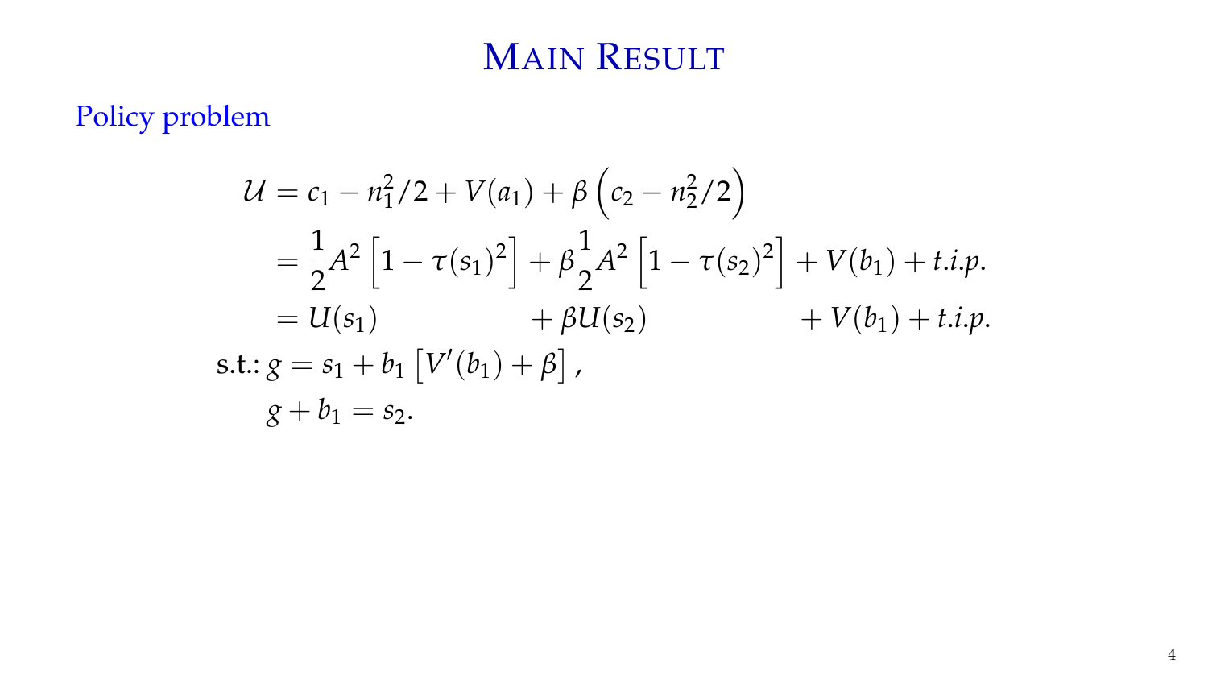# Main Result

Policy problem

$$
\begin{aligned}
\mathcal{U} &= c_1 - n_1^2/2 + V(a_1) + \beta\left(c_2 - n_2^2/2\right) \\
&= \frac{1}{2}A^2\left[1 - \tau(s_1)^2\right] + \beta\frac{1}{2}A^2\left[1 - \tau(s_2)^2\right] + V(b_1) + t.i.p. \\
&= U(s_1) \qquad\qquad\qquad + \beta U(s_2) \qquad\qquad\qquad + V(b_1) + t.i.p. \\
\text{s.t.: } g &= s_1 + b_1\left[V'(b_1) + \beta\right], \\
g + b_1 &= s_2.
\end{aligned}
$$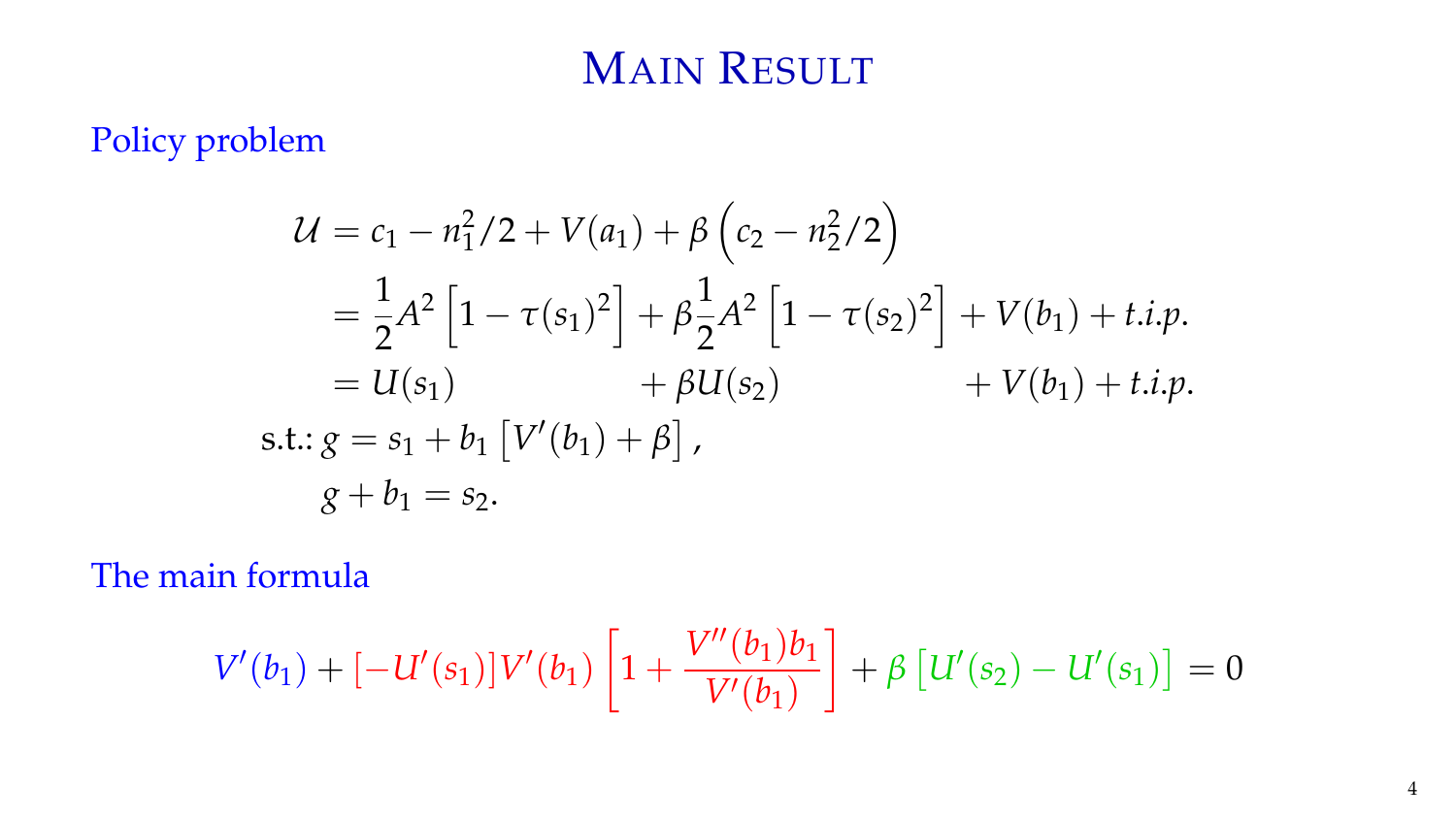# Main Result

Policy problem

$$
\begin{aligned}
\mathcal{U} &= c_1 - n_1^2/2 + V(a_1) + \beta\left(c_2 - n_2^2/2\right) \\
&= \frac{1}{2}A^2\left[1 - \tau(s_1)^2\right] + \beta\frac{1}{2}A^2\left[1 - \tau(s_2)^2\right] + V(b_1) + t.i.p. \\
&= U(s_1) \qquad\qquad\qquad + \beta U(s_2) \qquad\qquad\qquad + V(b_1) + t.i.p. \\
\text{s.t.: } g &= s_1 + b_1\left[V'(b_1) + \beta\right], \\
g + b_1 &= s_2.
\end{aligned}
$$

The main formula

$$
V'(b_1) + [-U'(s_1)]V'(b_1)\left[1 + \frac{V''(b_1)b_1}{V'(b_1)}\right] + \beta\left[U'(s_2) - U'(s_1)\right] = 0
$$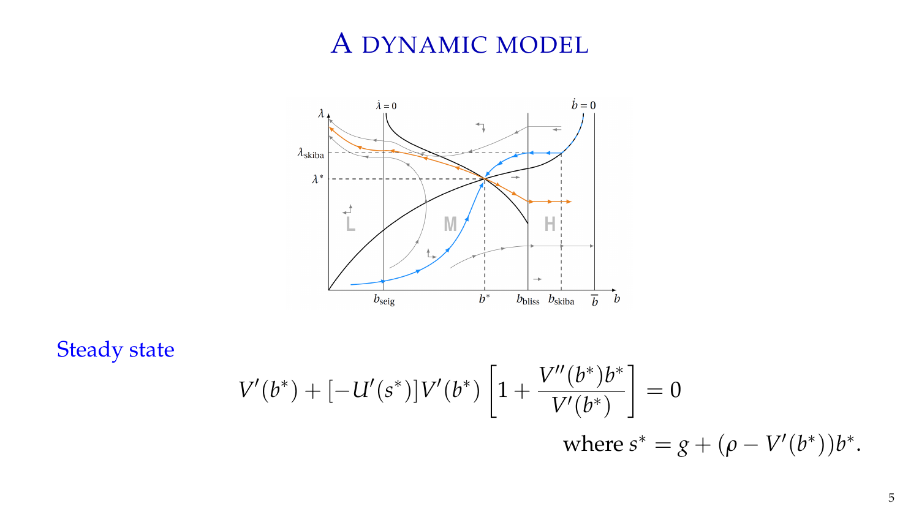# A dynamic model

## Steady state

$$V'(b^*) + [-U'(s^*)]V'(b^*)\left[1 + \frac{V''(b^*)b^*}{V'(b^*)}\right] = 0$$

where $s^* = g + (\rho - V'(b^*))b^*$.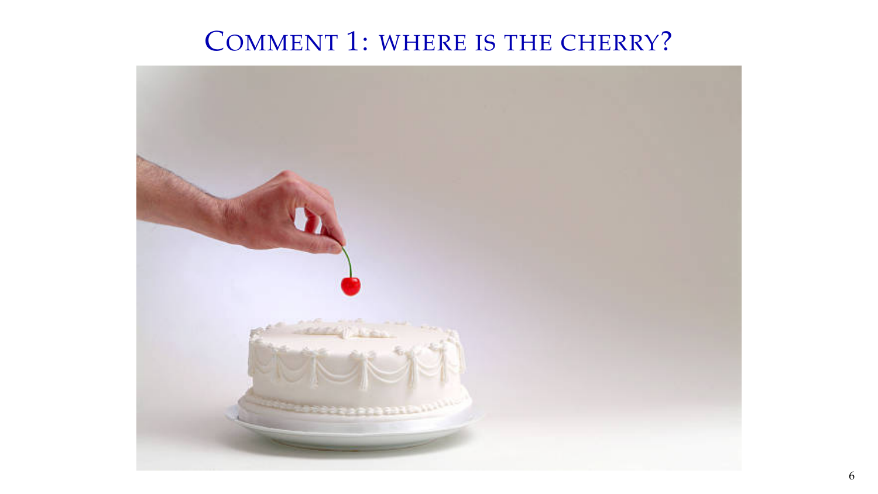# Comment 1: where is the cherry?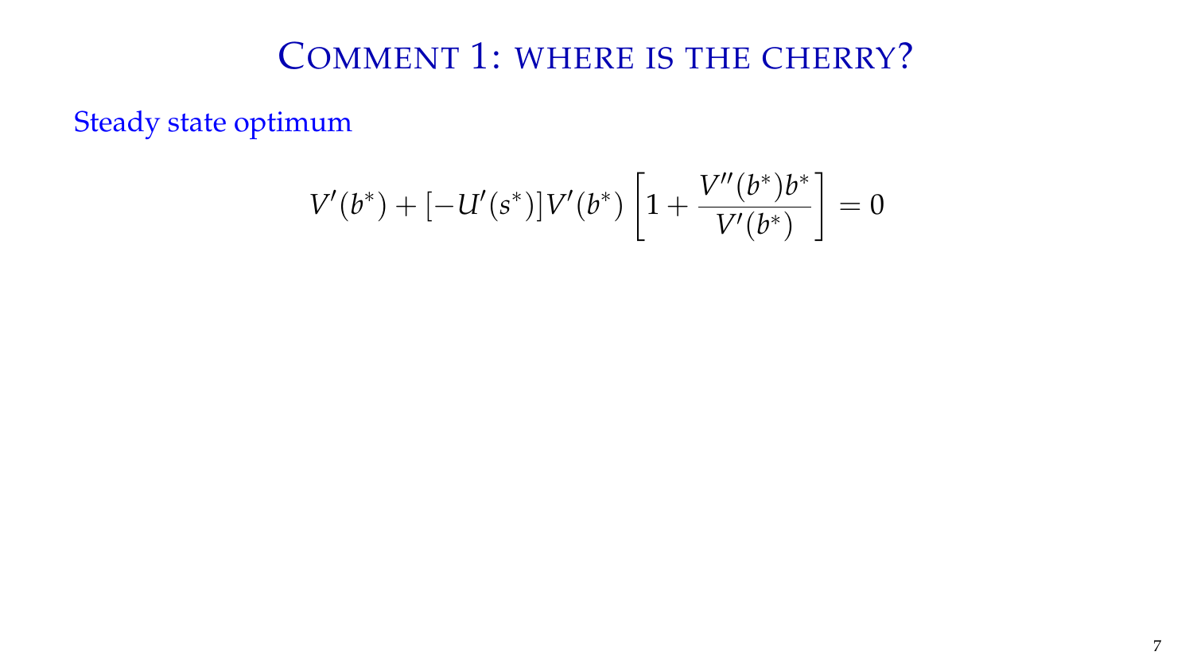# Comment 1: where is the cherry?

Steady state optimum

$$V'(b^*) + [-U'(s^*)]V'(b^*)\left[1 + \frac{V''(b^*)b^*}{V'(b^*)}\right] = 0$$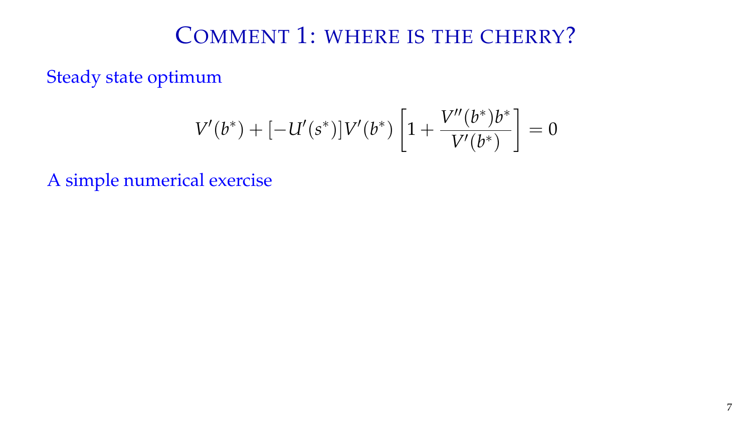# Comment 1: where is the cherry?

Steady state optimum

$$V'(b^*) + [-U'(s^*)]V'(b^*)\left[1 + \frac{V''(b^*)b^*}{V'(b^*)}\right] = 0$$

A simple numerical exercise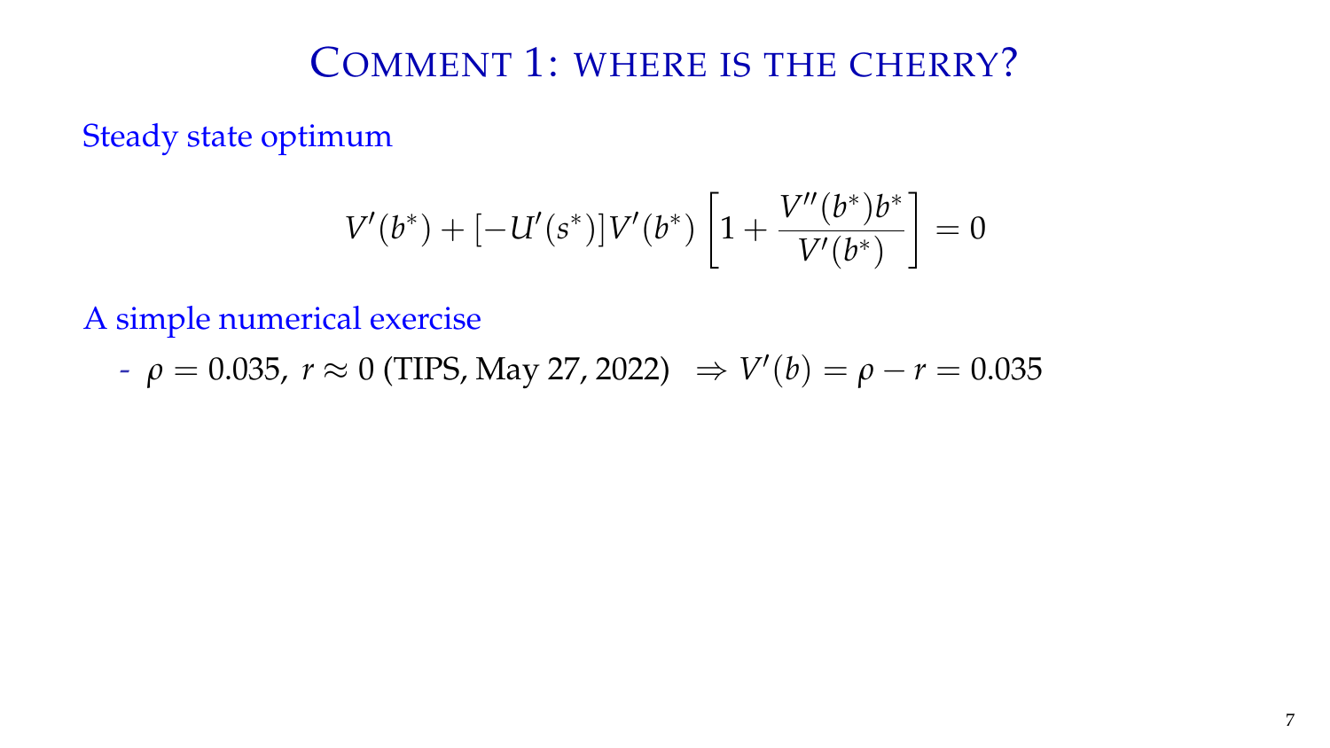# Comment 1: where is the cherry?

Steady state optimum

$$V'(b^*) + [-U'(s^*)]V'(b^*)\left[1 + \frac{V''(b^*)b^*}{V'(b^*)}\right] = 0$$

A simple numerical exercise

- $\rho = 0.035,\ r \approx 0$ (TIPS, May 27, 2022) $\Rightarrow V'(b) = \rho - r = 0.035$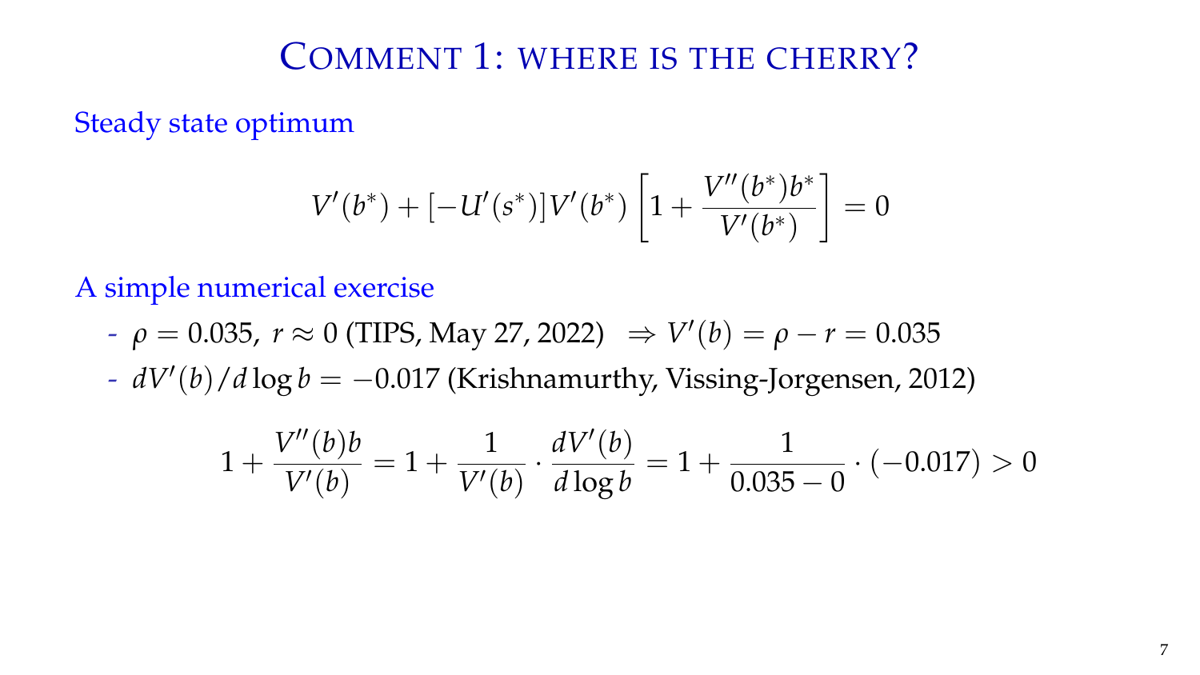# Comment 1: where is the cherry?

## Steady state optimum

$$V'(b^*) + [-U'(s^*)]V'(b^*)\left[1 + \frac{V''(b^*)b^*}{V'(b^*)}\right] = 0$$

## A simple numerical exercise

- $\rho = 0.035$, $r \approx 0$ (TIPS, May 27, 2022) $\Rightarrow V'(b) = \rho - r = 0.035$
- $dV'(b)/d\log b = -0.017$ (Krishnamurthy, Vissing-Jorgensen, 2012)

$$1 + \frac{V''(b)b}{V'(b)} = 1 + \frac{1}{V'(b)} \cdot \frac{dV'(b)}{d\log b} = 1 + \frac{1}{0.035 - 0} \cdot (-0.017) > 0$$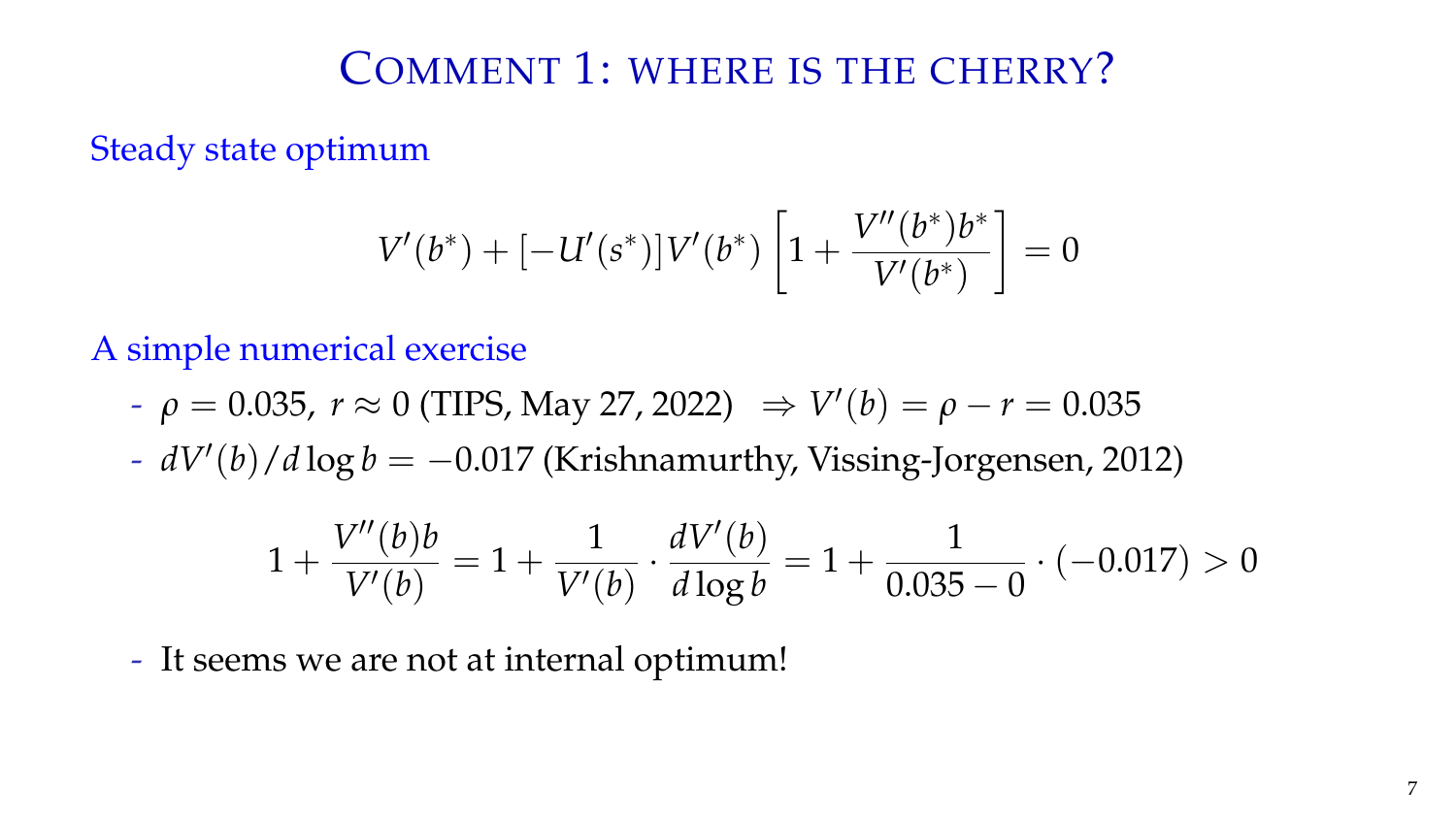# Comment 1: where is the cherry?

## Steady state optimum

$$V'(b^*) + [-U'(s^*)]V'(b^*)\left[1 + \frac{V''(b^*)b^*}{V'(b^*)}\right] = 0$$

## A simple numerical exercise

- $\rho = 0.035$, $r \approx 0$ (TIPS, May 27, 2022) $\Rightarrow V'(b) = \rho - r = 0.035$
- $dV'(b)/d\log b = -0.017$ (Krishnamurthy, Vissing-Jorgensen, 2012)

$$1 + \frac{V''(b)b}{V'(b)} = 1 + \frac{1}{V'(b)} \cdot \frac{dV'(b)}{d\log b} = 1 + \frac{1}{0.035 - 0} \cdot (-0.017) > 0$$

- It seems we are not at internal optimum!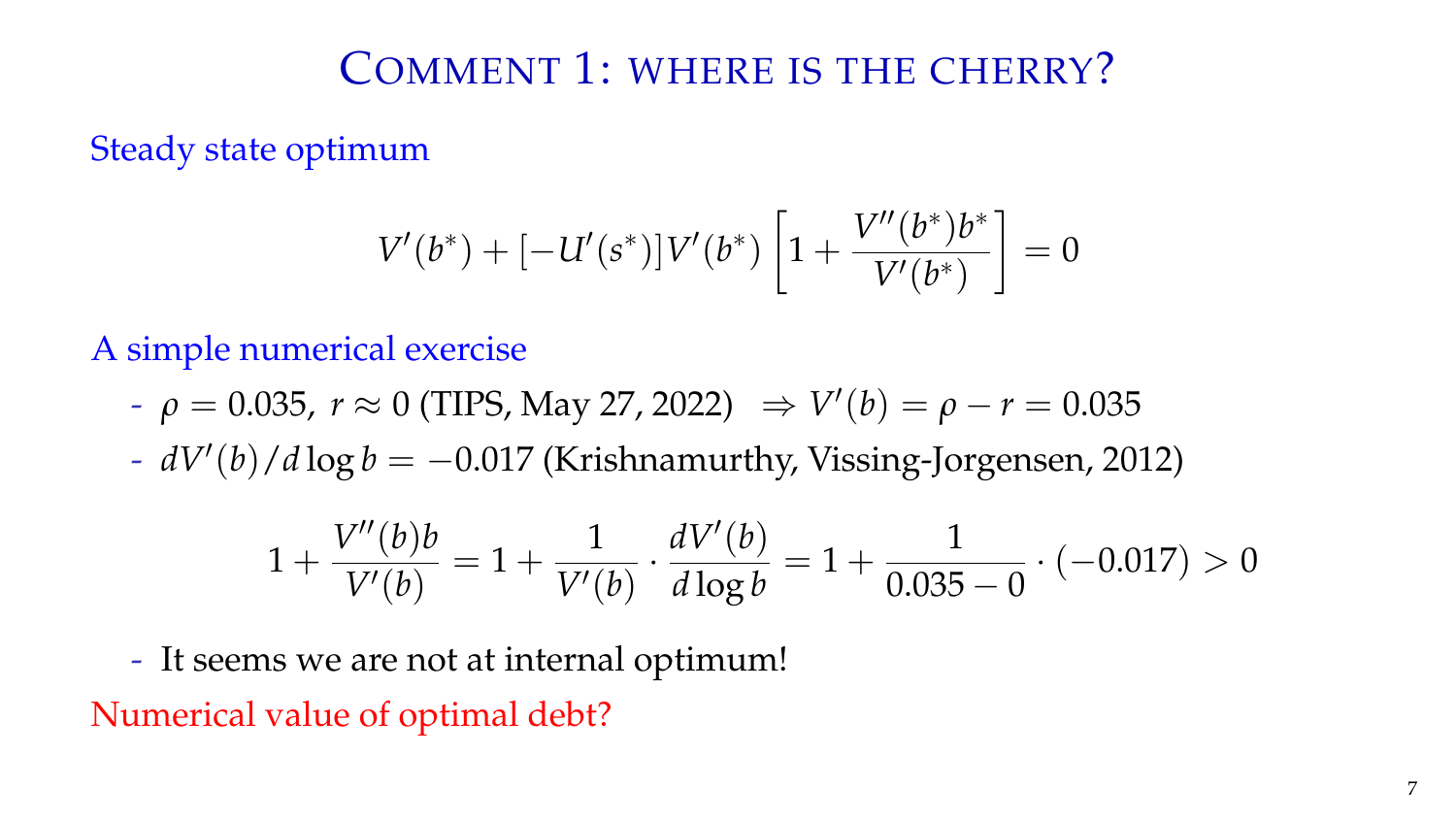# Comment 1: where is the cherry?

Steady state optimum

$$V'(b^*) + [-U'(s^*)]V'(b^*)\left[1 + \frac{V''(b^*)b^*}{V'(b^*)}\right] = 0$$

A simple numerical exercise

- $\rho = 0.035$, $r \approx 0$ (TIPS, May 27, 2022) $\Rightarrow V'(b) = \rho - r = 0.035$
- $dV'(b)/d\log b = -0.017$ (Krishnamurthy, Vissing-Jorgensen, 2012)

$$1 + \frac{V''(b)b}{V'(b)} = 1 + \frac{1}{V'(b)} \cdot \frac{dV'(b)}{d\log b} = 1 + \frac{1}{0.035 - 0} \cdot (-0.017) > 0$$

- It seems we are not at internal optimum!

Numerical value of optimal debt?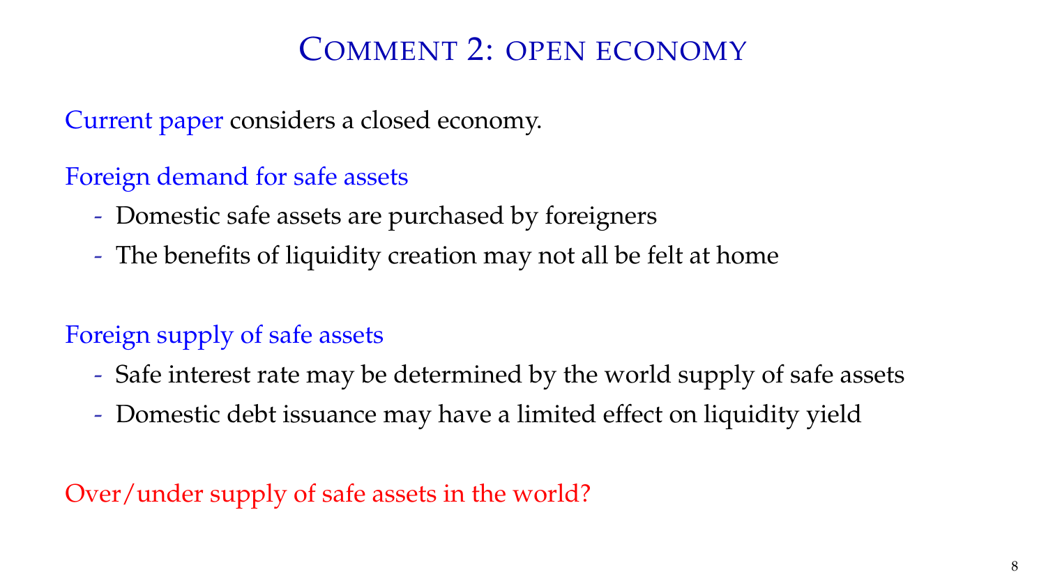# Comment 2: open economy

Current paper considers a closed economy.

Foreign demand for safe assets

- Domestic safe assets are purchased by foreigners
- The benefits of liquidity creation may not all be felt at home

Foreign supply of safe assets

- Safe interest rate may be determined by the world supply of safe assets
- Domestic debt issuance may have a limited effect on liquidity yield

Over/under supply of safe assets in the world?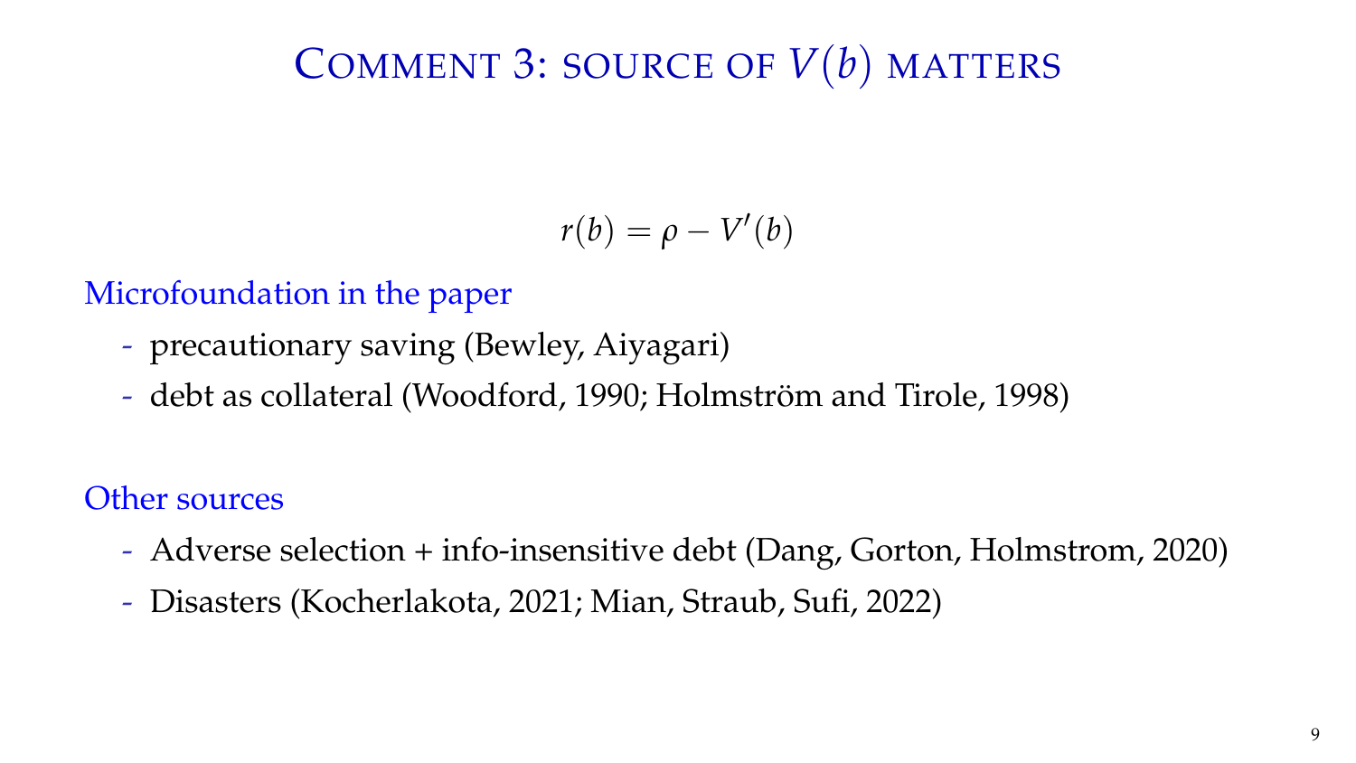# Comment 3: source of $V(b)$ matters

$$r(b) = \rho - V'(b)$$

Microfoundation in the paper

- precautionary saving (Bewley, Aiyagari)
- debt as collateral (Woodford, 1990; Holmström and Tirole, 1998)

Other sources

- Adverse selection + info-insensitive debt (Dang, Gorton, Holmstrom, 2020)
- Disasters (Kocherlakota, 2021; Mian, Straub, Sufi, 2022)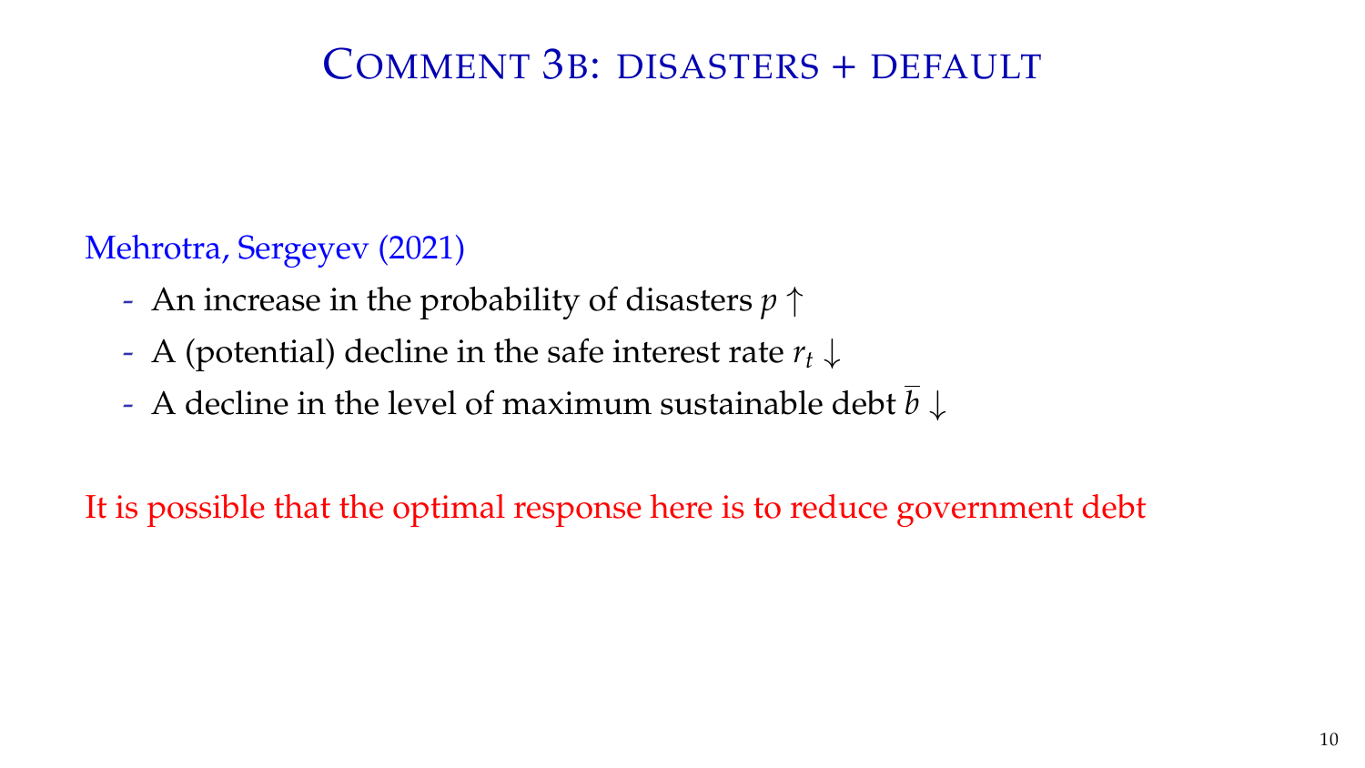# Comment 3b: disasters + default

Mehrotra, Sergeyev (2021)

- An increase in the probability of disasters $p \uparrow$
- A (potential) decline in the safe interest rate $r_t \downarrow$
- A decline in the level of maximum sustainable debt $\overline{b} \downarrow$

It is possible that the optimal response here is to reduce government debt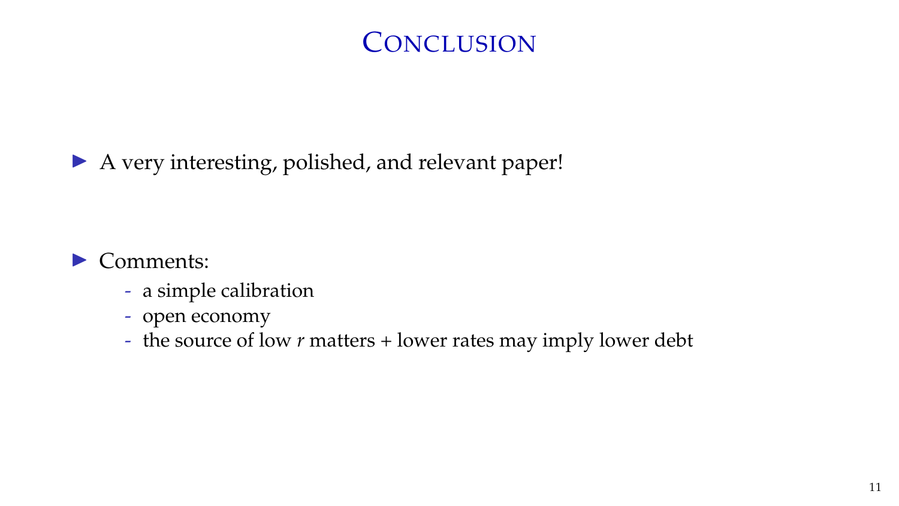# Conclusion

- A very interesting, polished, and relevant paper!

- Comments:
  - a simple calibration
  - open economy
  - the source of low $r$ matters + lower rates may imply lower debt